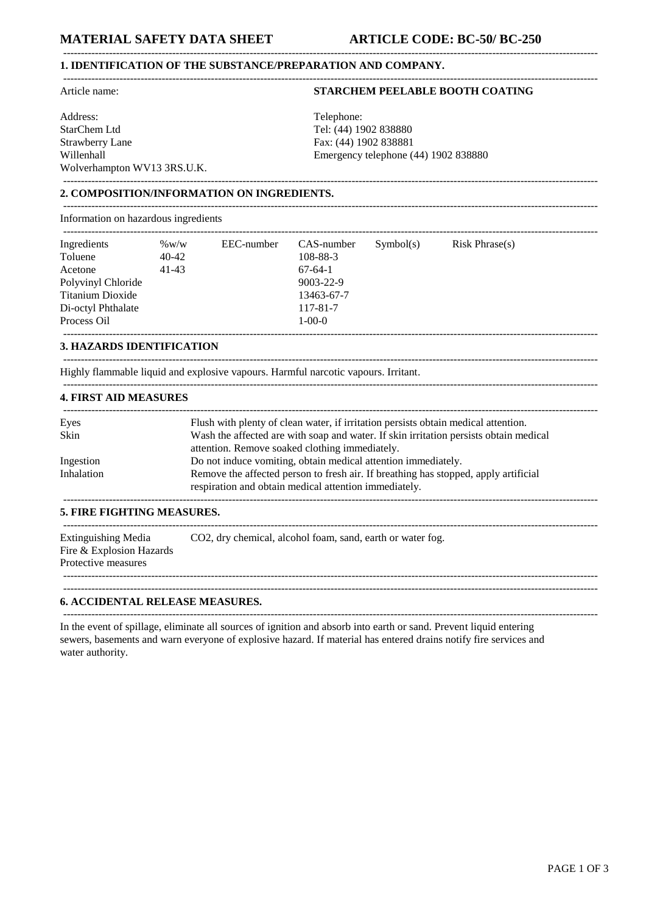# MATERIAL SAFETY DATA SHEET ARTICLE CODE: BC-50/ BC-250

## 1. IDENTIFICATION OF THE SUBSTANCE/PREPARATION AND COMPANY.

Article name: **STARCHEM PEELABLE BOOTH COATING**

Address:
StarChem Ltd
Strawberry Lane
Willenhall
Wolverhampton WV13 3RS.U.K.

Telephone:
Tel: (44) 1902 838880
Fax: (44) 1902 838881
Emergency telephone (44) 1902 838880

## 2. COMPOSITION/INFORMATION ON INGREDIENTS.

Information on hazardous ingredients

| Ingredients | %w/w | EEC-number | CAS-number | Symbol(s) | Risk Phrase(s) |
|---|---|---|---|---|---|
| Toluene | 40-42 | | 108-88-3 | | |
| Acetone | 41-43 | | 67-64-1 | | |
| Polyvinyl Chloride | | | 9003-22-9 | | |
| Titanium Dioxide | | | 13463-67-7 | | |
| Di-octyl Phthalate | | | 117-81-7 | | |
| Process Oil | | | 1-00-0 | | |

## 3. HAZARDS IDENTIFICATION

Highly flammable liquid and explosive vapours. Harmful narcotic vapours. Irritant.

## 4. FIRST AID MEASURES

| | |
|---|---|
| Eyes | Flush with plenty of clean water, if irritation persists obtain medical attention. |
| Skin | Wash the affected are with soap and water. If skin irritation persists obtain medical attention. Remove soaked clothing immediately. |
| Ingestion | Do not induce vomiting, obtain medical attention immediately. |
| Inhalation | Remove the affected person to fresh air. If breathing has stopped, apply artificial respiration and obtain medical attention immediately. |

## 5. FIRE FIGHTING MEASURES.

| | |
|---|---|
| Extinguishing Media | $CO_2$, dry chemical, alcohol foam, sand, earth or water fog. |
| Fire & Explosion Hazards | |
| Protective measures | |

## 6. ACCIDENTAL RELEASE MEASURES.

In the event of spillage, eliminate all sources of ignition and absorb into earth or sand. Prevent liquid entering sewers, basements and warn everyone of explosive hazard. If material has entered drains notify fire services and water authority.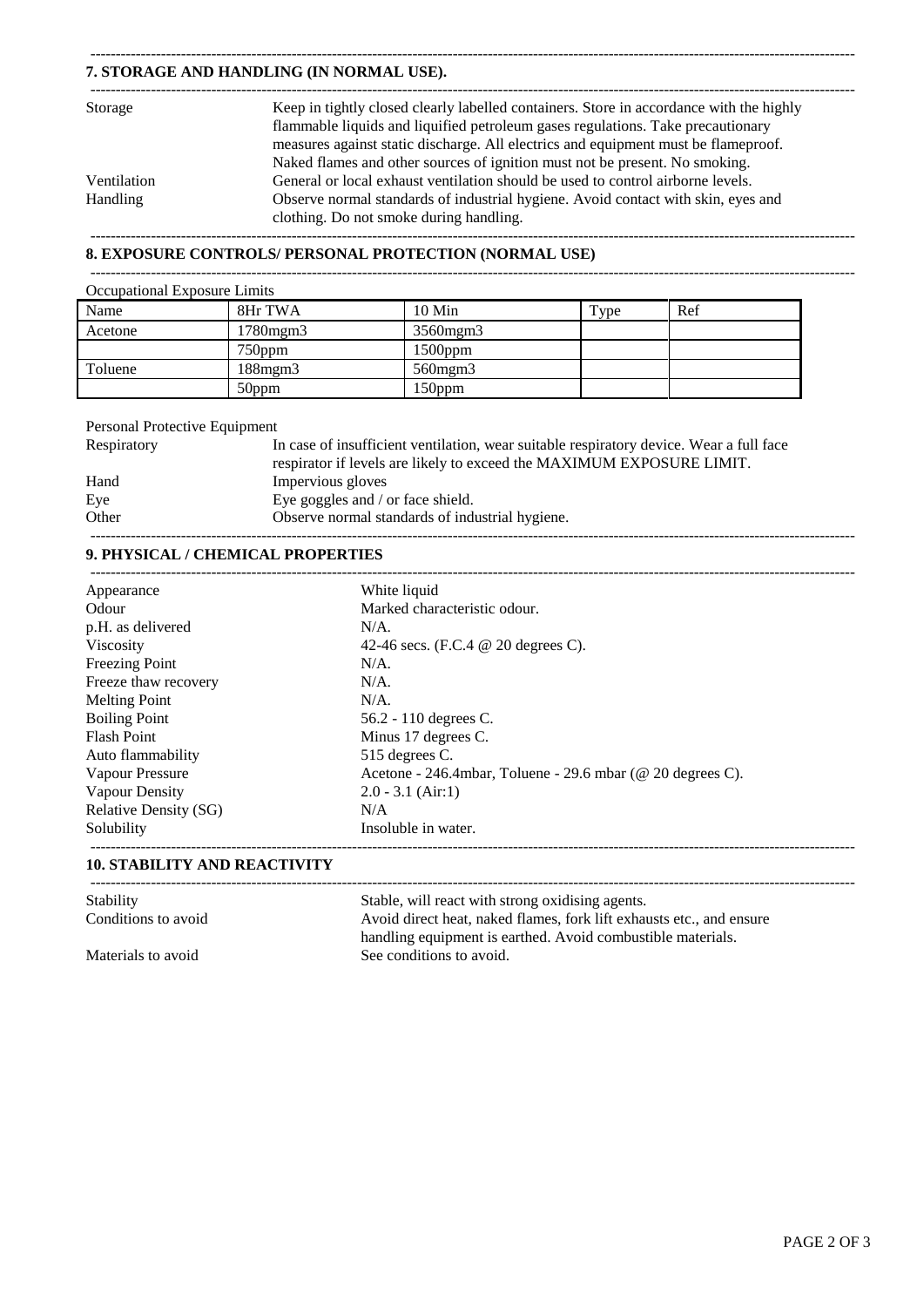## 7. STORAGE AND HANDLING (IN NORMAL USE).

| | |
|---|---|
| Storage | Keep in tightly closed clearly labelled containers. Store in accordance with the highly flammable liquids and liquified petroleum gases regulations. Take precautionary measures against static discharge. All electrics and equipment must be flameproof. Naked flames and other sources of ignition must not be present. No smoking. |
| Ventilation | General or local exhaust ventilation should be used to control airborne levels. |
| Handling | Observe normal standards of industrial hygiene. Avoid contact with skin, eyes and clothing. Do not smoke during handling. |

## 8. EXPOSURE CONTROLS/ PERSONAL PROTECTION (NORMAL USE)

Occupational Exposure Limits

| Name | 8Hr TWA | 10 Min | Type | Ref |
|---|---|---|---|---|
| Acetone | 1780mgm3 | 3560mgm3 | | |
| | 750ppm | 1500ppm | | |
| Toluene | 188mgm3 | 560mgm3 | | |
| | 50ppm | 150ppm | | |

Personal Protective Equipment

| | |
|---|---|
| Respiratory | In case of insufficient ventilation, wear suitable respiratory device. Wear a full face respirator if levels are likely to exceed the MAXIMUM EXPOSURE LIMIT. |
| Hand | Impervious gloves |
| Eye | Eye goggles and / or face shield. |
| Other | Observe normal standards of industrial hygiene. |

## 9. PHYSICAL / CHEMICAL PROPERTIES

| | |
|---|---|
| Appearance | White liquid |
| Odour | Marked characteristic odour. |
| p.H. as delivered | N/A. |
| Viscosity | 42-46 secs. (F.C.4 @ 20 degrees C). |
| Freezing Point | N/A. |
| Freeze thaw recovery | N/A. |
| Melting Point | N/A. |
| Boiling Point | 56.2 - 110 degrees C. |
| Flash Point | Minus 17 degrees C. |
| Auto flammability | 515 degrees C. |
| Vapour Pressure | Acetone - 246.4mbar, Toluene - 29.6 mbar (@ 20 degrees C). |
| Vapour Density | 2.0 - 3.1 (Air:1) |
| Relative Density (SG) | N/A |
| Solubility | Insoluble in water. |

## 10. STABILITY AND REACTIVITY

| | |
|---|---|
| Stability | Stable, will react with strong oxidising agents. |
| Conditions to avoid | Avoid direct heat, naked flames, fork lift exhausts etc., and ensure handling equipment is earthed. Avoid combustible materials. |
| Materials to avoid | See conditions to avoid. |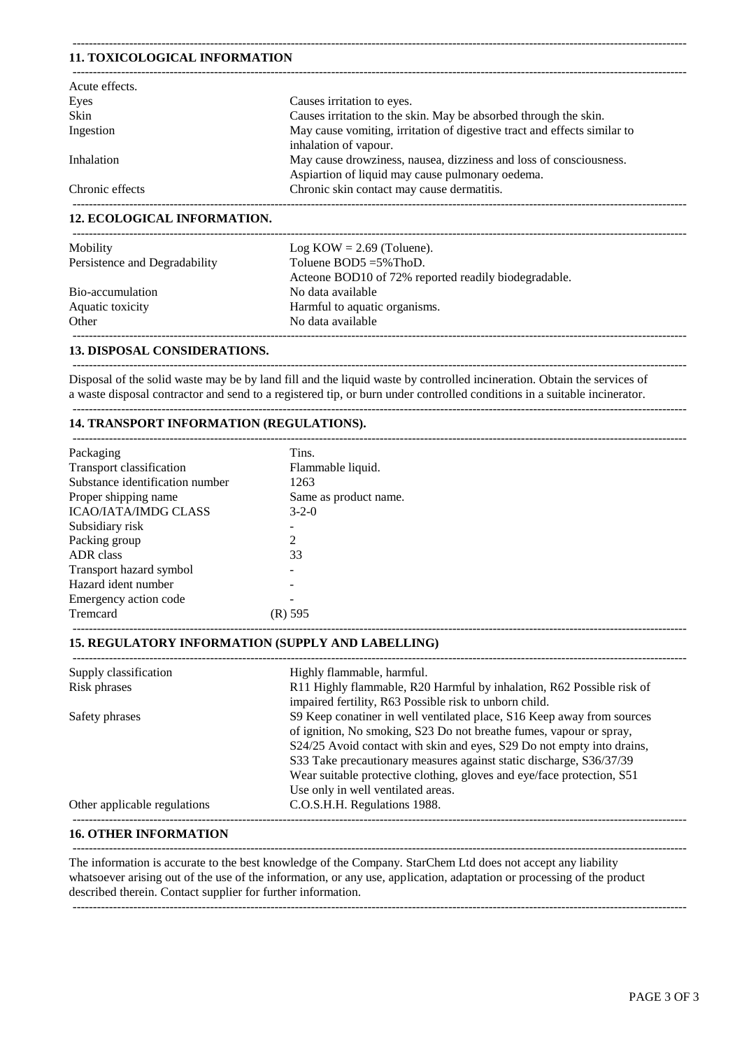## 11. TOXICOLOGICAL INFORMATION

| | |
|---|---|
| Acute effects. | |
| Eyes | Causes irritation to eyes. |
| Skin | Causes irritation to the skin. May be absorbed through the skin. |
| Ingestion | May cause vomiting, irritation of digestive tract and effects similar to inhalation of vapour. |
| Inhalation | May cause drowziness, nausea, dizziness and loss of consciousness. Aspiartion of liquid may cause pulmonary oedema. |
| Chronic effects | Chronic skin contact may cause dermatitis. |

## 12. ECOLOGICAL INFORMATION.

| | |
|---|---|
| Mobility | Log KOW = 2.69 (Toluene). |
| Persistence and Degradability | Toluene BOD5 =5%ThoD. Acteone BOD10 of 72% reported readily biodegradable. |
| Bio-accumulation | No data available |
| Aquatic toxicity | Harmful to aquatic organisms. |
| Other | No data available |

## 13. DISPOSAL CONSIDERATIONS.

Disposal of the solid waste may be by land fill and the liquid waste by controlled incineration. Obtain the services of a waste disposal contractor and send to a registered tip, or burn under controlled conditions in a suitable incinerator.

## 14. TRANSPORT INFORMATION (REGULATIONS).

| | |
|---|---|
| Packaging | Tins. |
| Transport classification | Flammable liquid. |
| Substance identification number | 1263 |
| Proper shipping name | Same as product name. |
| ICAO/IATA/IMDG CLASS | 3-2-0 |
| Subsidiary risk | - |
| Packing group | 2 |
| ADR class | 33 |
| Transport hazard symbol | - |
| Hazard ident number | - |
| Emergency action code | - |
| Tremcard | (R) 595 |

## 15. REGULATORY INFORMATION (SUPPLY AND LABELLING)

| | |
|---|---|
| Supply classification | Highly flammable, harmful. |
| Risk phrases | R11 Highly flammable, R20 Harmful by inhalation, R62 Possible risk of impaired fertility, R63 Possible risk to unborn child. |
| Safety phrases | S9 Keep conatiner in well ventilated place, S16 Keep away from sources of ignition, No smoking, S23 Do not breathe fumes, vapour or spray, S24/25 Avoid contact with skin and eyes, S29 Do not empty into drains, S33 Take precautionary measures against static discharge, S36/37/39 Wear suitable protective clothing, gloves and eye/face protection, S51 Use only in well ventilated areas. |
| Other applicable regulations | C.O.S.H.H. Regulations 1988. |

## 16. OTHER INFORMATION

The information is accurate to the best knowledge of the Company. StarChem Ltd does not accept any liability whatsoever arising out of the use of the information, or any use, application, adaptation or processing of the product described therein. Contact supplier for further information.